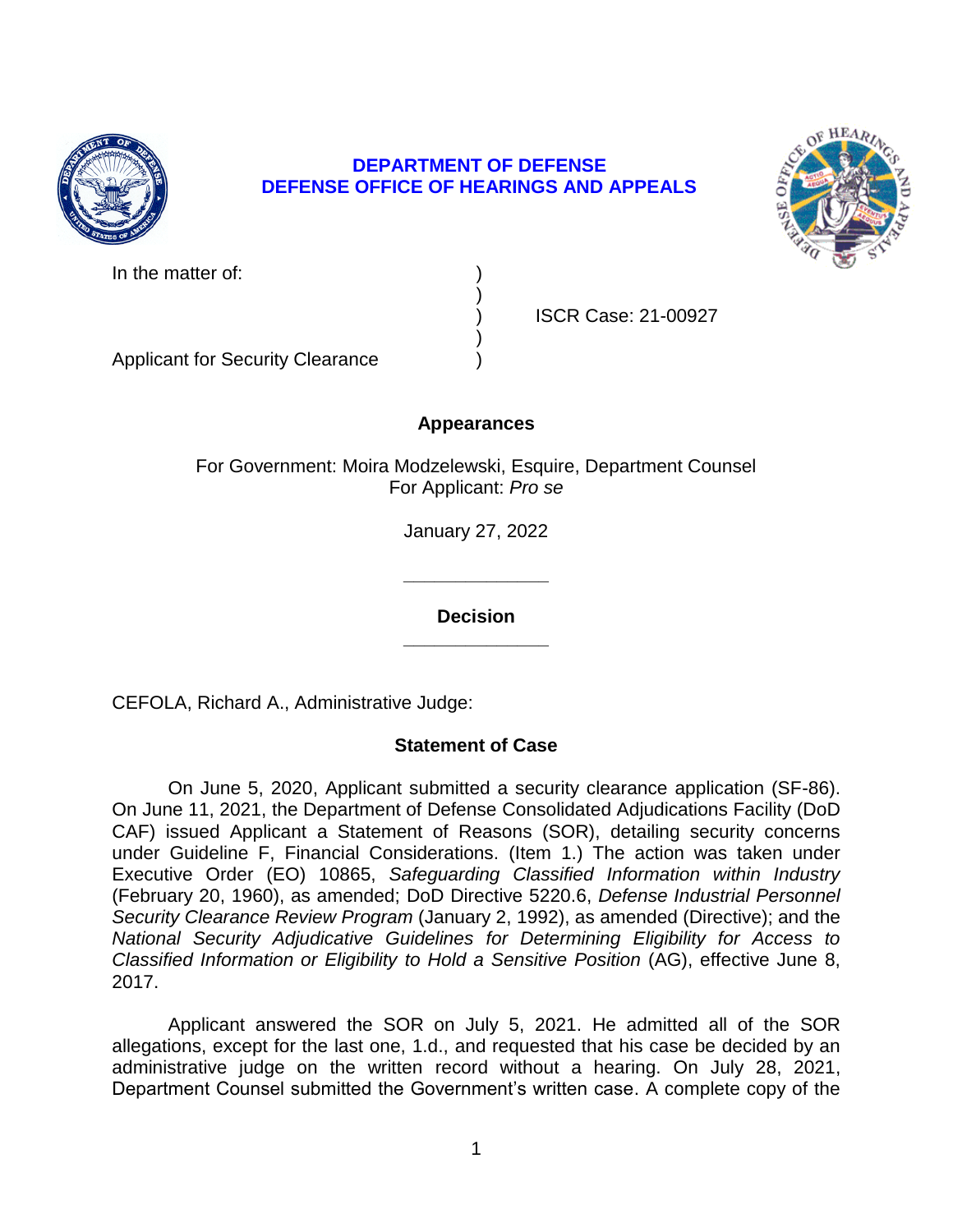**DEPARTMENT OF DEFENSE**
**DEFENSE OFFICE OF HEARINGS AND APPEALS**

| | | |
|---|---|---|
| In the matter of: | ) | |
| | ) | |
| | ) | ISCR Case: 21-00927 |
| | ) | |
| Applicant for Security Clearance | ) | |

**Appearances**

For Government: Moira Modzelewski, Esquire, Department Counsel
For Applicant: *Pro se*

January 27, 2022

______________

**Decision**

______________

CEFOLA, Richard A., Administrative Judge:

**Statement of Case**

On June 5, 2020, Applicant submitted a security clearance application (SF-86). On June 11, 2021, the Department of Defense Consolidated Adjudications Facility (DoD CAF) issued Applicant a Statement of Reasons (SOR), detailing security concerns under Guideline F, Financial Considerations. (Item 1.) The action was taken under Executive Order (EO) 10865, *Safeguarding Classified Information within Industry* (February 20, 1960), as amended; DoD Directive 5220.6, *Defense Industrial Personnel Security Clearance Review Program* (January 2, 1992), as amended (Directive); and the *National Security Adjudicative Guidelines for Determining Eligibility for Access to Classified Information or Eligibility to Hold a Sensitive Position* (AG), effective June 8, 2017.

Applicant answered the SOR on July 5, 2021. He admitted all of the SOR allegations, except for the last one, 1.d., and requested that his case be decided by an administrative judge on the written record without a hearing. On July 28, 2021, Department Counsel submitted the Government's written case. A complete copy of the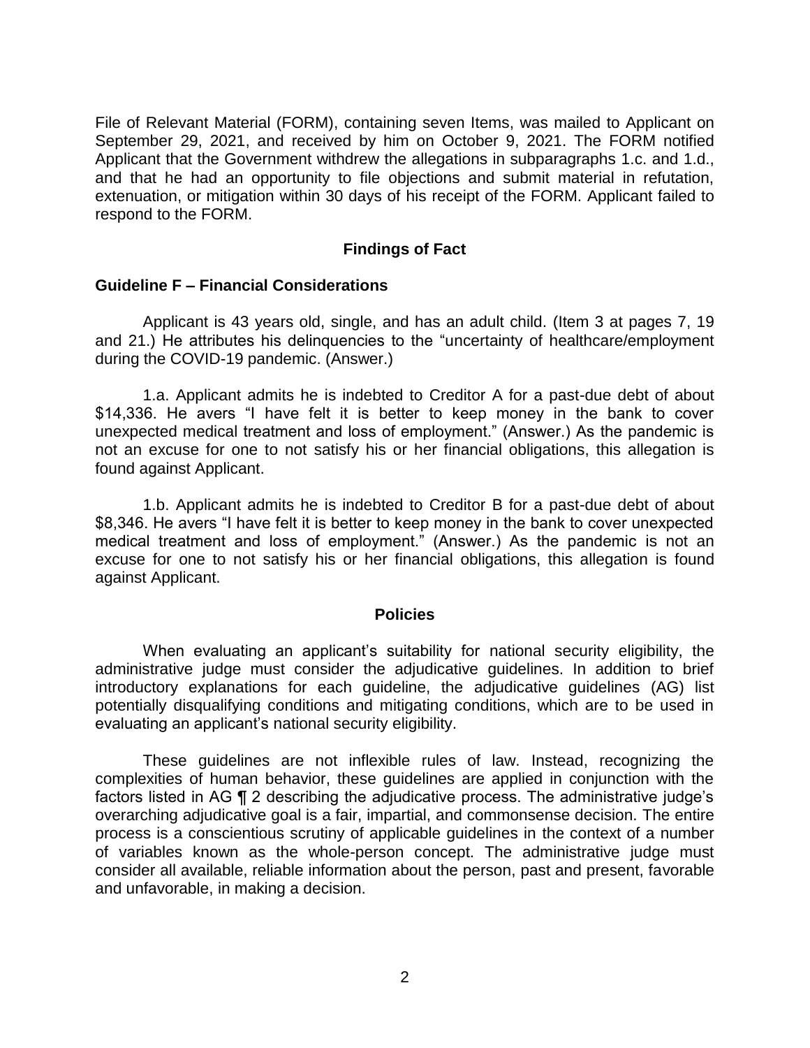File of Relevant Material (FORM), containing seven Items, was mailed to Applicant on September 29, 2021, and received by him on October 9, 2021. The FORM notified Applicant that the Government withdrew the allegations in subparagraphs 1.c. and 1.d., and that he had an opportunity to file objections and submit material in refutation, extenuation, or mitigation within 30 days of his receipt of the FORM. Applicant failed to respond to the FORM.

## Findings of Fact

### Guideline F – Financial Considerations

Applicant is 43 years old, single, and has an adult child. (Item 3 at pages 7, 19 and 21.) He attributes his delinquencies to the "uncertainty of healthcare/employment during the COVID-19 pandemic. (Answer.)

1.a. Applicant admits he is indebted to Creditor A for a past-due debt of about $14,336. He avers "I have felt it is better to keep money in the bank to cover unexpected medical treatment and loss of employment." (Answer.) As the pandemic is not an excuse for one to not satisfy his or her financial obligations, this allegation is found against Applicant.

1.b. Applicant admits he is indebted to Creditor B for a past-due debt of about $8,346. He avers "I have felt it is better to keep money in the bank to cover unexpected medical treatment and loss of employment." (Answer.) As the pandemic is not an excuse for one to not satisfy his or her financial obligations, this allegation is found against Applicant.

## Policies

When evaluating an applicant's suitability for national security eligibility, the administrative judge must consider the adjudicative guidelines. In addition to brief introductory explanations for each guideline, the adjudicative guidelines (AG) list potentially disqualifying conditions and mitigating conditions, which are to be used in evaluating an applicant's national security eligibility.

These guidelines are not inflexible rules of law. Instead, recognizing the complexities of human behavior, these guidelines are applied in conjunction with the factors listed in AG ¶ 2 describing the adjudicative process. The administrative judge's overarching adjudicative goal is a fair, impartial, and commonsense decision. The entire process is a conscientious scrutiny of applicable guidelines in the context of a number of variables known as the whole-person concept. The administrative judge must consider all available, reliable information about the person, past and present, favorable and unfavorable, in making a decision.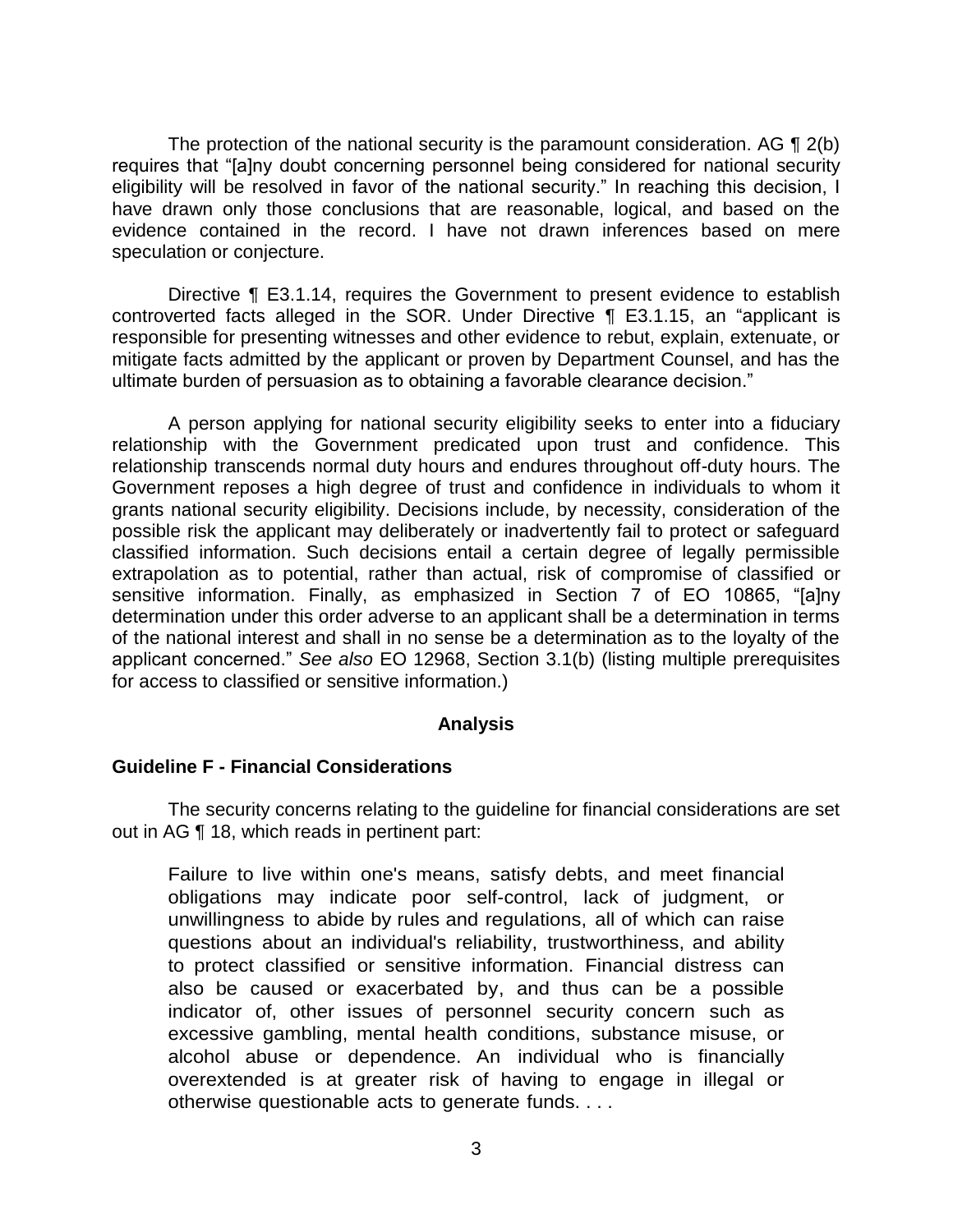The protection of the national security is the paramount consideration. AG ¶ 2(b) requires that "[a]ny doubt concerning personnel being considered for national security eligibility will be resolved in favor of the national security." In reaching this decision, I have drawn only those conclusions that are reasonable, logical, and based on the evidence contained in the record. I have not drawn inferences based on mere speculation or conjecture.

Directive ¶ E3.1.14, requires the Government to present evidence to establish controverted facts alleged in the SOR. Under Directive ¶ E3.1.15, an "applicant is responsible for presenting witnesses and other evidence to rebut, explain, extenuate, or mitigate facts admitted by the applicant or proven by Department Counsel, and has the ultimate burden of persuasion as to obtaining a favorable clearance decision."

A person applying for national security eligibility seeks to enter into a fiduciary relationship with the Government predicated upon trust and confidence. This relationship transcends normal duty hours and endures throughout off-duty hours. The Government reposes a high degree of trust and confidence in individuals to whom it grants national security eligibility. Decisions include, by necessity, consideration of the possible risk the applicant may deliberately or inadvertently fail to protect or safeguard classified information. Such decisions entail a certain degree of legally permissible extrapolation as to potential, rather than actual, risk of compromise of classified or sensitive information. Finally, as emphasized in Section 7 of EO 10865, "[a]ny determination under this order adverse to an applicant shall be a determination in terms of the national interest and shall in no sense be a determination as to the loyalty of the applicant concerned." *See also* EO 12968, Section 3.1(b) (listing multiple prerequisites for access to classified or sensitive information.)

## Analysis

### Guideline F - Financial Considerations

The security concerns relating to the guideline for financial considerations are set out in AG ¶ 18, which reads in pertinent part:

> Failure to live within one's means, satisfy debts, and meet financial obligations may indicate poor self-control, lack of judgment, or unwillingness to abide by rules and regulations, all of which can raise questions about an individual's reliability, trustworthiness, and ability to protect classified or sensitive information. Financial distress can also be caused or exacerbated by, and thus can be a possible indicator of, other issues of personnel security concern such as excessive gambling, mental health conditions, substance misuse, or alcohol abuse or dependence. An individual who is financially overextended is at greater risk of having to engage in illegal or otherwise questionable acts to generate funds. . . .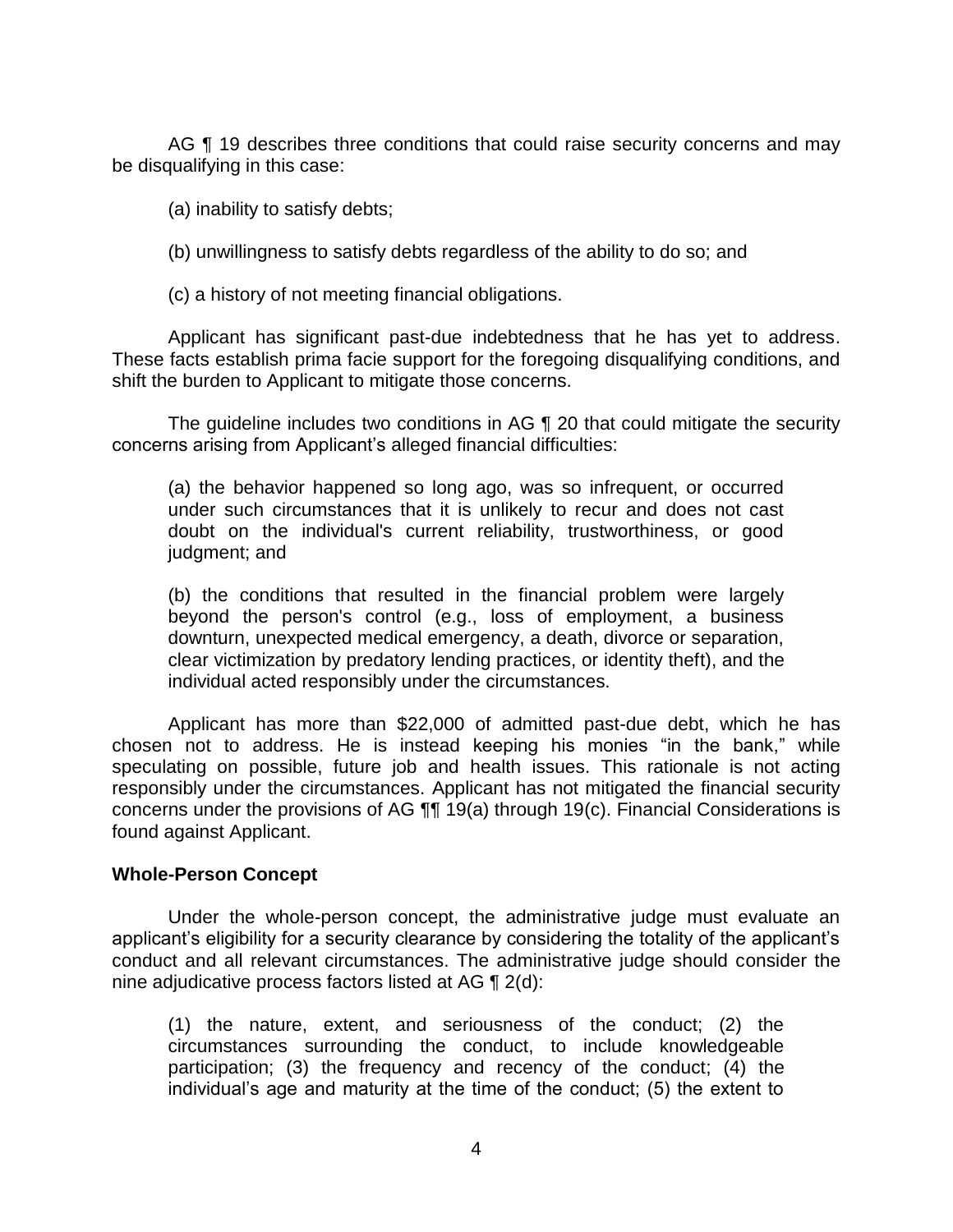AG ¶ 19 describes three conditions that could raise security concerns and may be disqualifying in this case:

(a) inability to satisfy debts;

(b) unwillingness to satisfy debts regardless of the ability to do so; and

(c) a history of not meeting financial obligations.

Applicant has significant past-due indebtedness that he has yet to address. These facts establish prima facie support for the foregoing disqualifying conditions, and shift the burden to Applicant to mitigate those concerns.

The guideline includes two conditions in AG ¶ 20 that could mitigate the security concerns arising from Applicant's alleged financial difficulties:

> (a) the behavior happened so long ago, was so infrequent, or occurred under such circumstances that it is unlikely to recur and does not cast doubt on the individual's current reliability, trustworthiness, or good judgment; and
>
> (b) the conditions that resulted in the financial problem were largely beyond the person's control (e.g., loss of employment, a business downturn, unexpected medical emergency, a death, divorce or separation, clear victimization by predatory lending practices, or identity theft), and the individual acted responsibly under the circumstances.

Applicant has more than $22,000 of admitted past-due debt, which he has chosen not to address. He is instead keeping his monies "in the bank," while speculating on possible, future job and health issues. This rationale is not acting responsibly under the circumstances. Applicant has not mitigated the financial security concerns under the provisions of AG ¶¶ 19(a) through 19(c). Financial Considerations is found against Applicant.

**Whole-Person Concept**

Under the whole-person concept, the administrative judge must evaluate an applicant's eligibility for a security clearance by considering the totality of the applicant's conduct and all relevant circumstances. The administrative judge should consider the nine adjudicative process factors listed at AG ¶ 2(d):

> (1) the nature, extent, and seriousness of the conduct; (2) the circumstances surrounding the conduct, to include knowledgeable participation; (3) the frequency and recency of the conduct; (4) the individual's age and maturity at the time of the conduct; (5) the extent to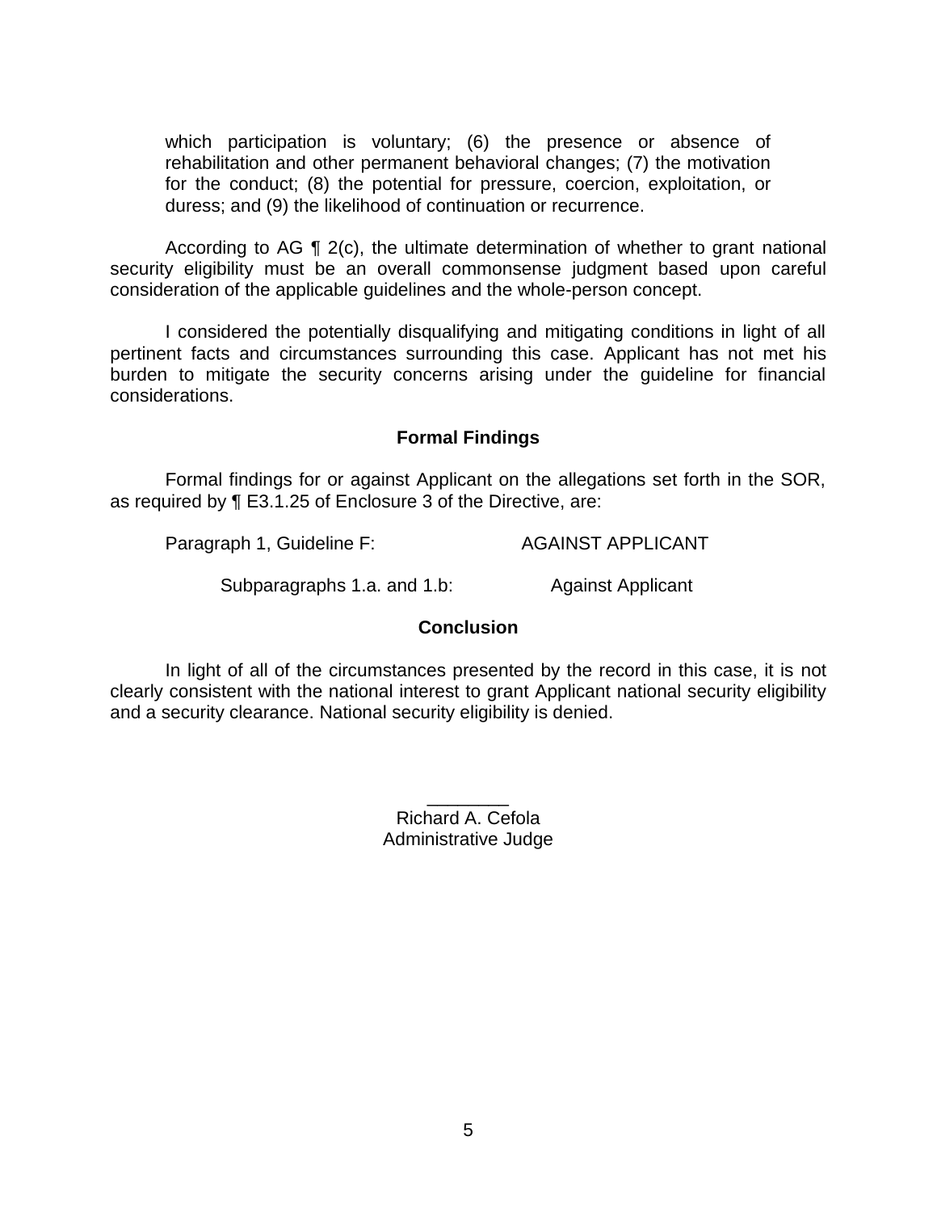> which participation is voluntary; (6) the presence or absence of rehabilitation and other permanent behavioral changes; (7) the motivation for the conduct; (8) the potential for pressure, coercion, exploitation, or duress; and (9) the likelihood of continuation or recurrence.

According to AG ¶ 2(c), the ultimate determination of whether to grant national security eligibility must be an overall commonsense judgment based upon careful consideration of the applicable guidelines and the whole-person concept.

I considered the potentially disqualifying and mitigating conditions in light of all pertinent facts and circumstances surrounding this case. Applicant has not met his burden to mitigate the security concerns arising under the guideline for financial considerations.

## Formal Findings

Formal findings for or against Applicant on the allegations set forth in the SOR, as required by ¶ E3.1.25 of Enclosure 3 of the Directive, are:

| | |
|---|---|
| Paragraph 1, Guideline F: | AGAINST APPLICANT |
| Subparagraphs 1.a. and 1.b: | Against Applicant |

## Conclusion

In light of all of the circumstances presented by the record in this case, it is not clearly consistent with the national interest to grant Applicant national security eligibility and a security clearance. National security eligibility is denied.

________

Richard A. Cefola
Administrative Judge